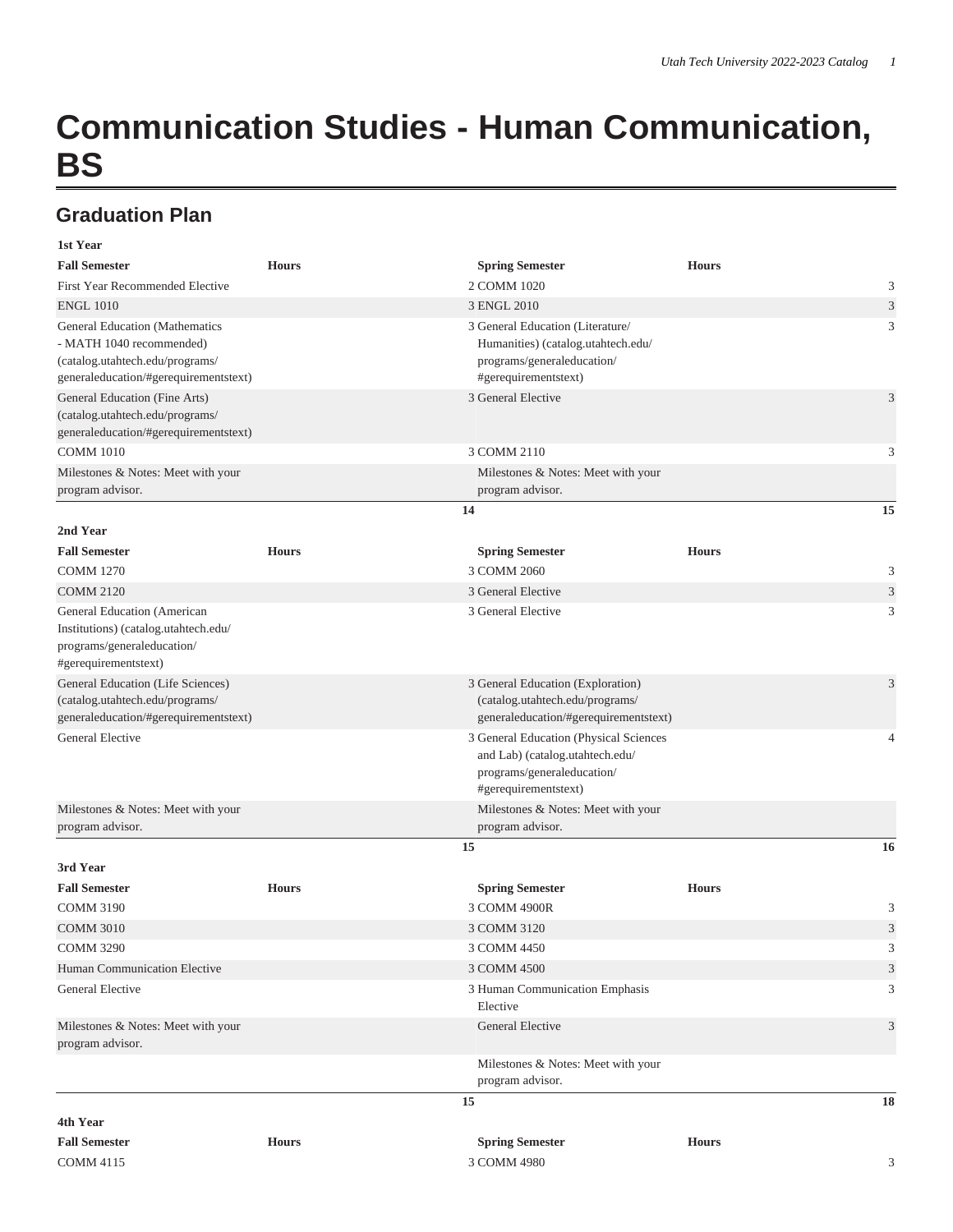# Communication Studies - Human Communication, BS

## Graduation Plan

**1st Year**

| Fall Semester | Hours | Spring Semester | Hours |
|---|---|---|---|
| First Year Recommended Elective | 2 | COMM 1020 | 3 |
| ENGL 1010 | 3 | ENGL 2010 | 3 |
| General Education (Mathematics - MATH 1040 recommended) (catalog.utahtech.edu/programs/generaleducation/#gerequirementstext) | 3 | General Education (Literature/Humanities) (catalog.utahtech.edu/programs/generaleducation/#gerequirementstext) | 3 |
| General Education (Fine Arts) (catalog.utahtech.edu/programs/generaleducation/#gerequirementstext) | 3 | General Elective | 3 |
| COMM 1010 | 3 | COMM 2110 | 3 |
| Milestones & Notes: Meet with your program advisor. | | Milestones & Notes: Meet with your program advisor. | |
| | **14** | | **15** |

**2nd Year**

| Fall Semester | Hours | Spring Semester | Hours |
|---|---|---|---|
| COMM 1270 | 3 | COMM 2060 | 3 |
| COMM 2120 | 3 | General Elective | 3 |
| General Education (American Institutions) (catalog.utahtech.edu/programs/generaleducation/#gerequirementstext) | 3 | General Elective | 3 |
| General Education (Life Sciences) (catalog.utahtech.edu/programs/generaleducation/#gerequirementstext) | 3 | General Education (Exploration) (catalog.utahtech.edu/programs/generaleducation/#gerequirementstext) | 3 |
| General Elective | 3 | General Education (Physical Sciences and Lab) (catalog.utahtech.edu/programs/generaleducation/#gerequirementstext) | 4 |
| Milestones & Notes: Meet with your program advisor. | | Milestones & Notes: Meet with your program advisor. | |
| | **15** | | **16** |

**3rd Year**

| Fall Semester | Hours | Spring Semester | Hours |
|---|---|---|---|
| COMM 3190 | 3 | COMM 4900R | 3 |
| COMM 3010 | 3 | COMM 3120 | 3 |
| COMM 3290 | 3 | COMM 4450 | 3 |
| Human Communication Elective | 3 | COMM 4500 | 3 |
| General Elective | 3 | Human Communication Emphasis Elective | 3 |
| Milestones & Notes: Meet with your program advisor. | | General Elective | 3 |
| | | Milestones & Notes: Meet with your program advisor. | |
| | **15** | | **18** |

**4th Year**

| Fall Semester | Hours | Spring Semester | Hours |
|---|---|---|---|
| COMM 4115 | 3 | COMM 4980 | 3 |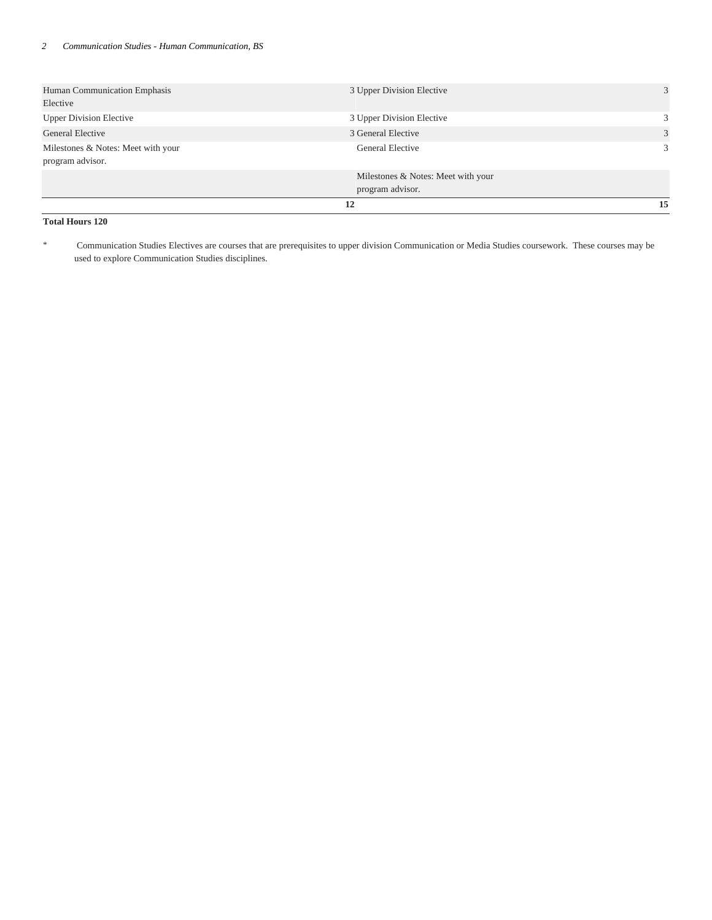| | | | |
|---|---|---|---|
| Human Communication Emphasis Elective | 3 | Upper Division Elective | 3 |
| Upper Division Elective | 3 | Upper Division Elective | 3 |
| General Elective | 3 | General Elective | 3 |
| Milestones & Notes: Meet with your program advisor. | | General Elective | 3 |
| | | Milestones & Notes: Meet with your program advisor. | |
| | **12** | | **15** |

**Total Hours 120**

\* Communication Studies Electives are courses that are prerequisites to upper division Communication or Media Studies coursework. These courses may be used to explore Communication Studies disciplines.